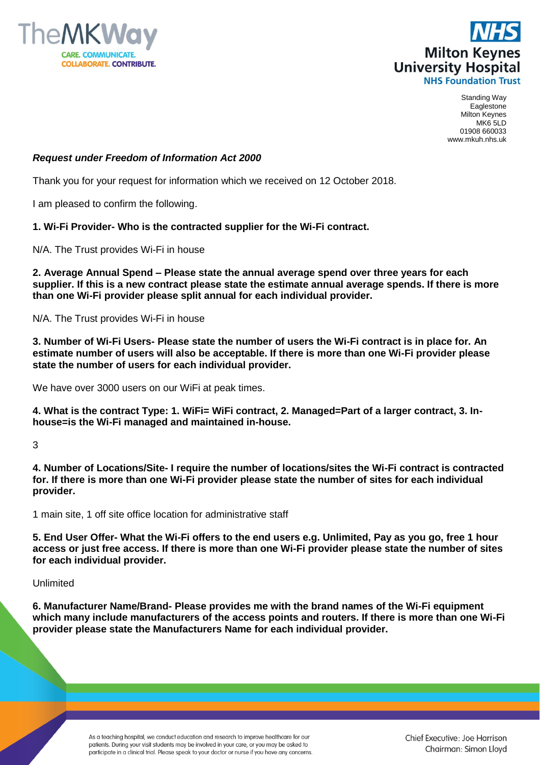TheMKWay

CARE. COMMUNICATE. COLLABORATE. CONTRIBUTE.

**NHS**
**Milton Keynes University Hospital**
**NHS Foundation Trust**

Standing Way
Eaglestone
Milton Keynes
MK6 5LD
01908 660033
www.mkuh.nhs.uk

***Request under Freedom of Information Act 2000***

Thank you for your request for information which we received on 12 October 2018.

I am pleased to confirm the following.

**1. Wi-Fi Provider- Who is the contracted supplier for the Wi-Fi contract.**

N/A. The Trust provides Wi-Fi in house

**2. Average Annual Spend – Please state the annual average spend over three years for each supplier. If this is a new contract please state the estimate annual average spends. If there is more than one Wi-Fi provider please split annual for each individual provider.**

N/A. The Trust provides Wi-Fi in house

**3. Number of Wi-Fi Users- Please state the number of users the Wi-Fi contract is in place for. An estimate number of users will also be acceptable. If there is more than one Wi-Fi provider please state the number of users for each individual provider.**

We have over 3000 users on our WiFi at peak times.

**4. What is the contract Type: 1. WiFi= WiFi contract, 2. Managed=Part of a larger contract, 3. In-house=is the Wi-Fi managed and maintained in-house.**

3

**4. Number of Locations/Site- I require the number of locations/sites the Wi-Fi contract is contracted for. If there is more than one Wi-Fi provider please state the number of sites for each individual provider.**

1 main site, 1 off site office location for administrative staff

**5. End User Offer- What the Wi-Fi offers to the end users e.g. Unlimited, Pay as you go, free 1 hour access or just free access. If there is more than one Wi-Fi provider please state the number of sites for each individual provider.**

Unlimited

**6. Manufacturer Name/Brand- Please provides me with the brand names of the Wi-Fi equipment which many include manufacturers of the access points and routers. If there is more than one Wi-Fi provider please state the Manufacturers Name for each individual provider.**

As a teaching hospital, we conduct education and research to improve healthcare for our patients. During your visit students may be involved in your care, or you may be asked to participate in a clinical trial. Please speak to your doctor or nurse if you have any concerns.

Chief Executive: Joe Harrison
Chairman: Simon Lloyd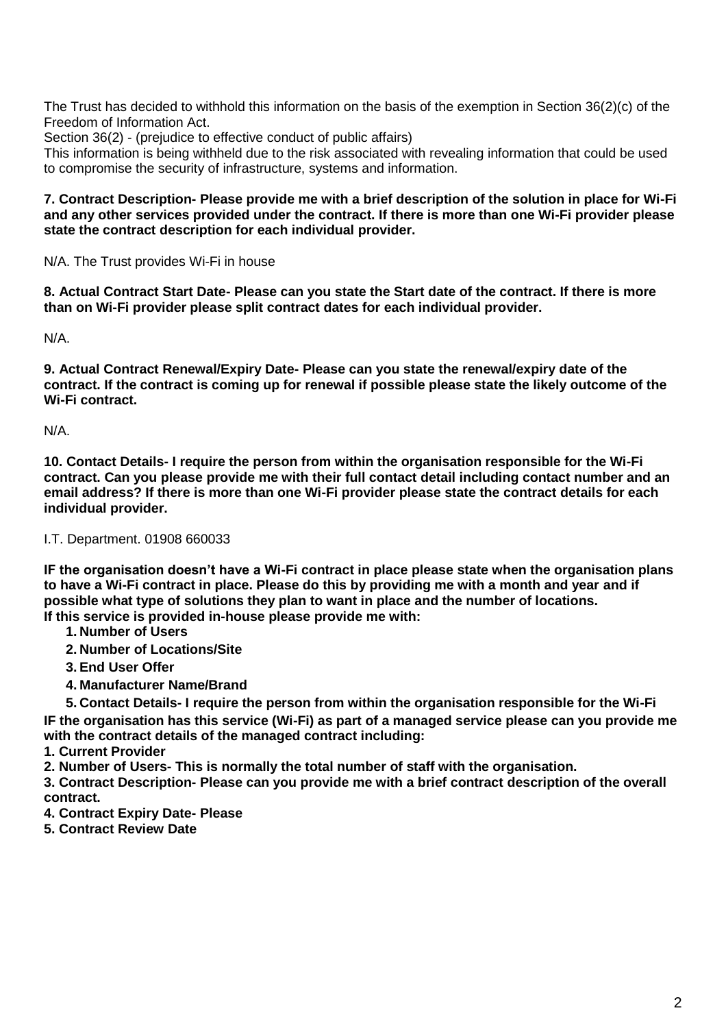The Trust has decided to withhold this information on the basis of the exemption in Section 36(2)(c) of the Freedom of Information Act.
Section 36(2) - (prejudice to effective conduct of public affairs)
This information is being withheld due to the risk associated with revealing information that could be used to compromise the security of infrastructure, systems and information.

**7. Contract Description- Please provide me with a brief description of the solution in place for Wi-Fi and any other services provided under the contract. If there is more than one Wi-Fi provider please state the contract description for each individual provider.**

N/A. The Trust provides Wi-Fi in house

**8. Actual Contract Start Date- Please can you state the Start date of the contract. If there is more than on Wi-Fi provider please split contract dates for each individual provider.**

N/A.

**9. Actual Contract Renewal/Expiry Date- Please can you state the renewal/expiry date of the contract. If the contract is coming up for renewal if possible please state the likely outcome of the Wi-Fi contract.**

N/A.

**10. Contact Details- I require the person from within the organisation responsible for the Wi-Fi contract. Can you please provide me with their full contact detail including contact number and an email address? If there is more than one Wi-Fi provider please state the contract details for each individual provider.**

I.T. Department. 01908 660033

**IF the organisation doesn't have a Wi-Fi contract in place please state when the organisation plans to have a Wi-Fi contract in place. Please do this by providing me with a month and year and if possible what type of solutions they plan to want in place and the number of locations.**
**If this service is provided in-house please provide me with:**

1. **Number of Users**
2. **Number of Locations/Site**
3. **End User Offer**
4. **Manufacturer Name/Brand**
5. **Contact Details- I require the person from within the organisation responsible for the Wi-Fi**

**IF the organisation has this service (Wi-Fi) as part of a managed service please can you provide me with the contract details of the managed contract including:**
**1. Current Provider**
**2. Number of Users- This is normally the total number of staff with the organisation.**
**3. Contract Description- Please can you provide me with a brief contract description of the overall contract.**
**4. Contract Expiry Date- Please**
**5. Contract Review Date**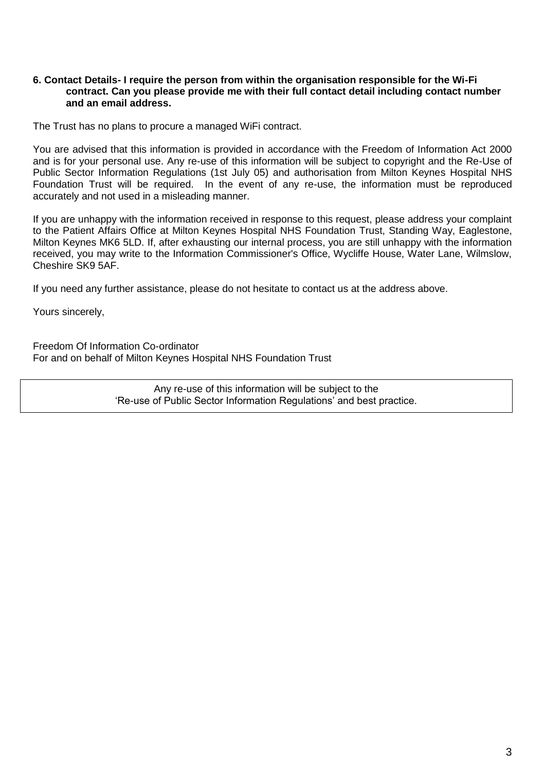**6. Contact Details- I require the person from within the organisation responsible for the Wi-Fi contract. Can you please provide me with their full contact detail including contact number and an email address.**

The Trust has no plans to procure a managed WiFi contract.

You are advised that this information is provided in accordance with the Freedom of Information Act 2000 and is for your personal use. Any re-use of this information will be subject to copyright and the Re-Use of Public Sector Information Regulations (1st July 05) and authorisation from Milton Keynes Hospital NHS Foundation Trust will be required. In the event of any re-use, the information must be reproduced accurately and not used in a misleading manner.

If you are unhappy with the information received in response to this request, please address your complaint to the Patient Affairs Office at Milton Keynes Hospital NHS Foundation Trust, Standing Way, Eaglestone, Milton Keynes MK6 5LD. If, after exhausting our internal process, you are still unhappy with the information received, you may write to the Information Commissioner's Office, Wycliffe House, Water Lane, Wilmslow, Cheshire SK9 5AF.

If you need any further assistance, please do not hesitate to contact us at the address above.

Yours sincerely,

Freedom Of Information Co-ordinator
For and on behalf of Milton Keynes Hospital NHS Foundation Trust

Any re-use of this information will be subject to the
'Re-use of Public Sector Information Regulations' and best practice.